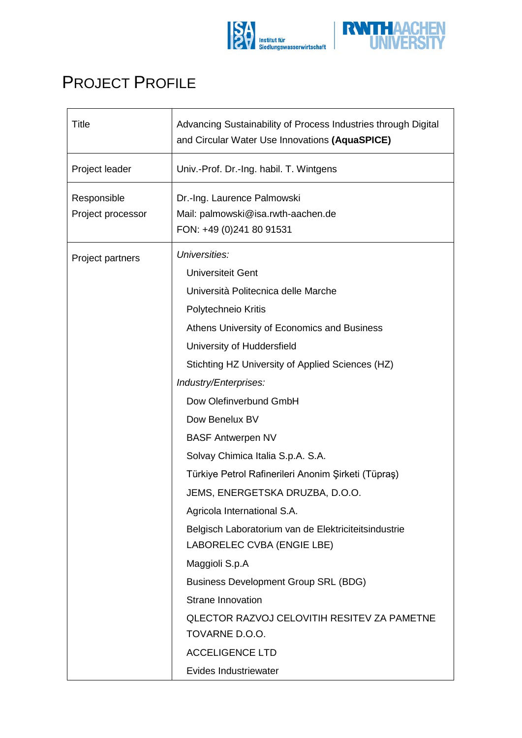# Project Profile

| | |
|---|---|
| Title | Advancing Sustainability of Process Industries through Digital and Circular Water Use Innovations **(AquaSPICE)** |
| Project leader | Univ.-Prof. Dr.-Ing. habil. T. Wintgens |
| Responsible Project processor | Dr.-Ing. Laurence Palmowski<br>Mail: palmowski@isa.rwth-aachen.de<br>FON: +49 (0)241 80 91531 |
| Project partners | *Universities:*<br>Universiteit Gent<br>Università Politecnica delle Marche<br>Polytechneio Kritis<br>Athens University of Economics and Business<br>University of Huddersfield<br>Stichting HZ University of Applied Sciences (HZ)<br>*Industry/Enterprises:*<br>Dow Olefinverbund GmbH<br>Dow Benelux BV<br>BASF Antwerpen NV<br>Solvay Chimica Italia S.p.A. S.A.<br>Türkiye Petrol Rafinerileri Anonim Şirketi (Tüpraş)<br>JEMS, ENERGETSKA DRUZBA, D.O.O.<br>Agricola International S.A.<br>Belgisch Laboratorium van de Elektriciteitsindustrie LABORELEC CVBA (ENGIE LBE)<br>Maggioli S.p.A<br>Business Development Group SRL (BDG)<br>Strane Innovation<br>QLECTOR RAZVOJ CELOVITIH RESITEV ZA PAMETNE TOVARNE D.O.O.<br>ACCELIGENCE LTD<br>Evides Industriewater |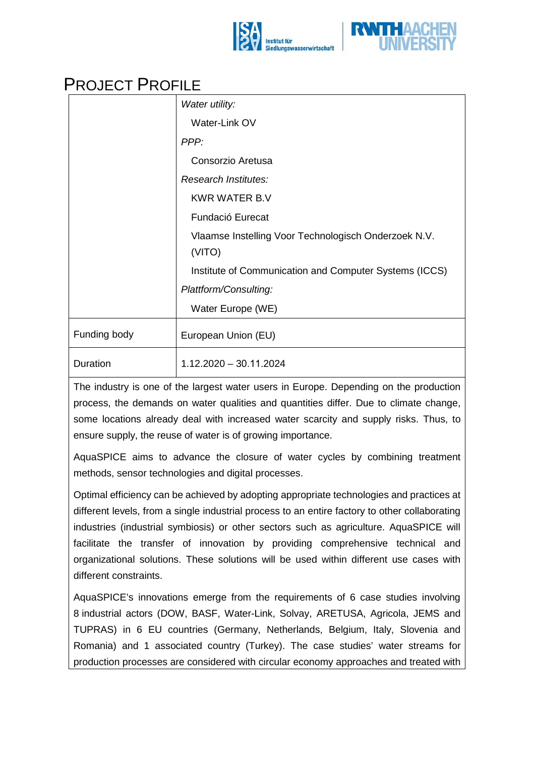# Project Profile

| | |
|---|---|
| | *Water utility:*<br>Water-Link OV<br>*PPP:*<br>Consorzio Aretusa<br>*Research Institutes:*<br>KWR WATER B.V<br>Fundació Eurecat<br>Vlaamse Instelling Voor Technologisch Onderzoek N.V. (VITO)<br>Institute of Communication and Computer Systems (ICCS)<br>*Plattform/Consulting:*<br>Water Europe (WE) |
| Funding body | European Union (EU) |
| Duration | 1.12.2020 – 30.11.2024 |

The industry is one of the largest water users in Europe. Depending on the production process, the demands on water qualities and quantities differ. Due to climate change, some locations already deal with increased water scarcity and supply risks. Thus, to ensure supply, the reuse of water is of growing importance.

AquaSPICE aims to advance the closure of water cycles by combining treatment methods, sensor technologies and digital processes.

Optimal efficiency can be achieved by adopting appropriate technologies and practices at different levels, from a single industrial process to an entire factory to other collaborating industries (industrial symbiosis) or other sectors such as agriculture. AquaSPICE will facilitate the transfer of innovation by providing comprehensive technical and organizational solutions. These solutions will be used within different use cases with different constraints.

AquaSPICE's innovations emerge from the requirements of 6 case studies involving 8 industrial actors (DOW, BASF, Water-Link, Solvay, ARETUSA, Agricola, JEMS and TUPRAS) in 6 EU countries (Germany, Netherlands, Belgium, Italy, Slovenia and Romania) and 1 associated country (Turkey). The case studies' water streams for production processes are considered with circular economy approaches and treated with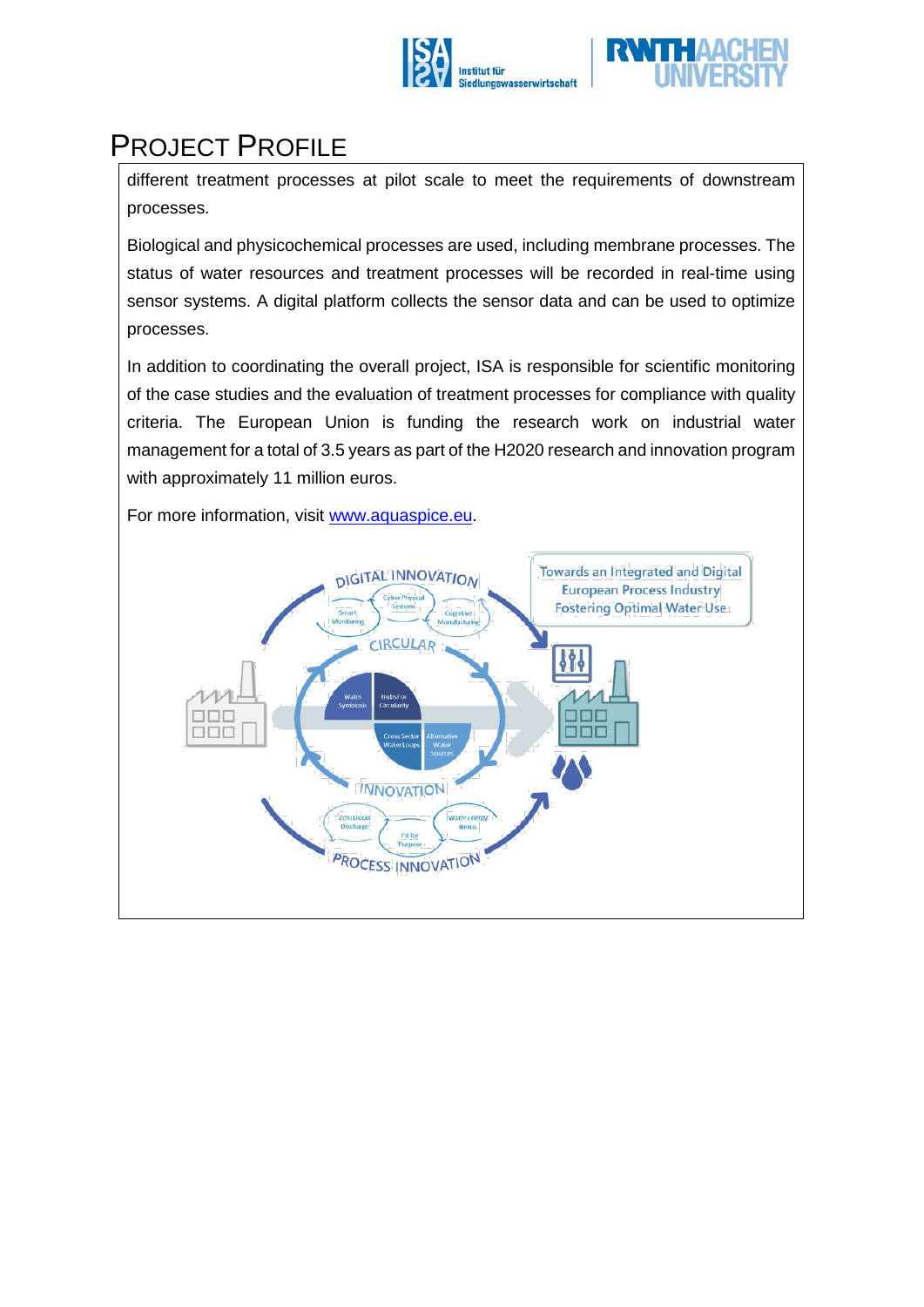# Project Profile

different treatment processes at pilot scale to meet the requirements of downstream processes.

Biological and physicochemical processes are used, including membrane processes. The status of water resources and treatment processes will be recorded in real-time using sensor systems. A digital platform collects the sensor data and can be used to optimize processes.

In addition to coordinating the overall project, ISA is responsible for scientific monitoring of the case studies and the evaluation of treatment processes for compliance with quality criteria. The European Union is funding the research work on industrial water management for a total of 3.5 years as part of the H2020 research and innovation program with approximately 11 million euros.

For more information, visit [www.aquaspice.eu](http://www.aquaspice.eu).

DIGITAL INNOVATION
Smart Monitoring
Cyber Physical Systems
Cognitive Manufacturing
Towards an Integrated and Digital European Process Industry Fostering Optimal Water Use
CIRCULAR
Water Symbiosis
Hubs For Circularity
Cross Sector Water Loops
Alternative Water Sources
INNOVATION
Zero Liquid Discharge
Fit for Purpose
Water Energy Nexus
PROCESS INNOVATION